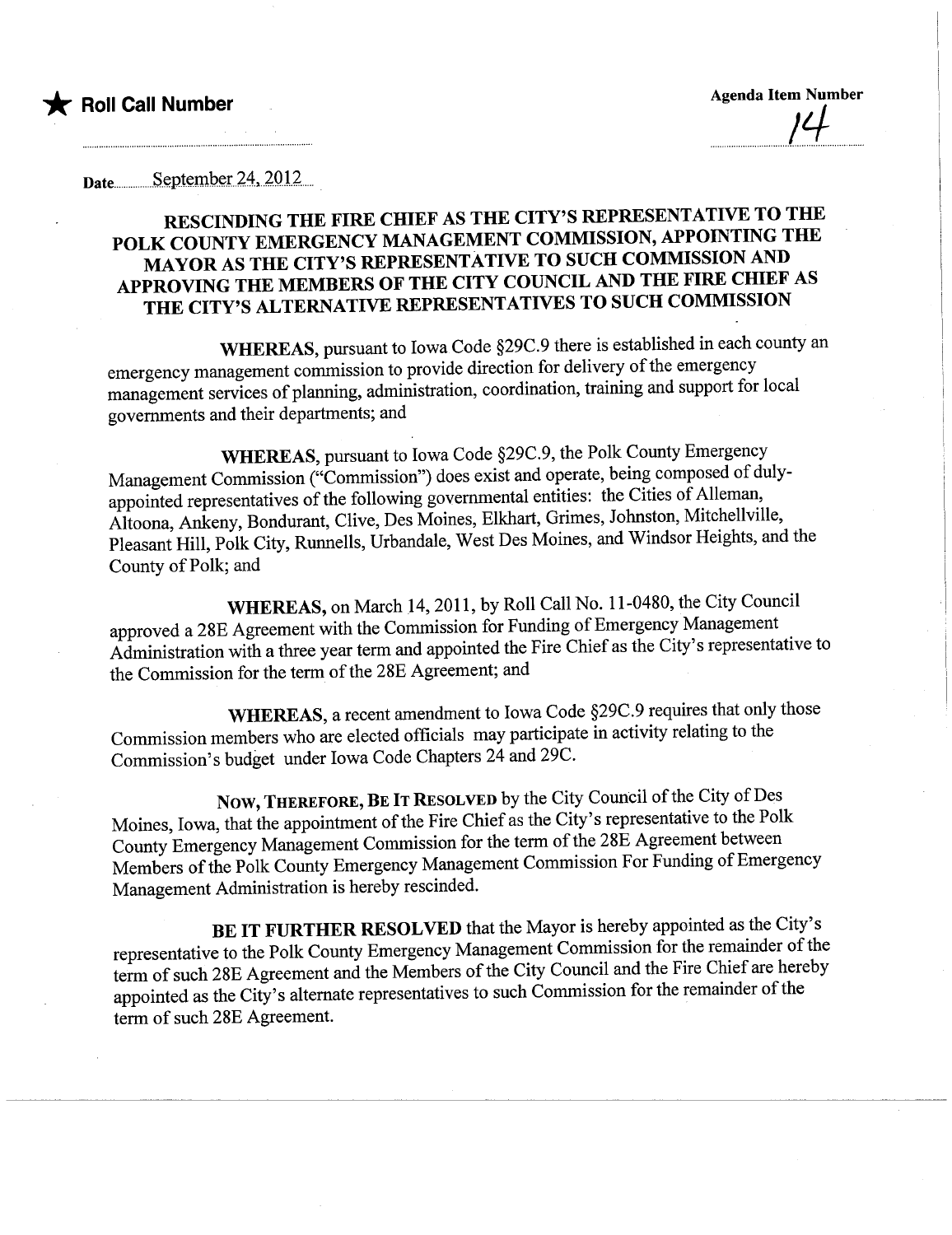★ **Roll Call Number**

**Agenda Item Number** 14

Date September 24, 2012

## RESCINDING THE FIRE CHIEF AS THE CITY'S REPRESENTATIVE TO THE POLK COUNTY EMERGENCY MANAGEMENT COMMISSION, APPOINTING THE MAYOR AS THE CITY'S REPRESENTATIVE TO SUCH COMMISSION AND APPROVING THE MEMBERS OF THE CITY COUNCIL AND THE FIRE CHIEF AS THE CITY'S ALTERNATIVE REPRESENTATIVES TO SUCH COMMISSION

**WHEREAS**, pursuant to Iowa Code §29C.9 there is established in each county an emergency management commission to provide direction for delivery of the emergency management services of planning, administration, coordination, training and support for local governments and their departments; and

**WHEREAS**, pursuant to Iowa Code §29C.9, the Polk County Emergency Management Commission ("Commission") does exist and operate, being composed of duly-appointed representatives of the following governmental entities: the Cities of Alleman, Altoona, Ankeny, Bondurant, Clive, Des Moines, Elkhart, Grimes, Johnston, Mitchellville, Pleasant Hill, Polk City, Runnells, Urbandale, West Des Moines, and Windsor Heights, and the County of Polk; and

**WHEREAS,** on March 14, 2011, by Roll Call No. 11-0480, the City Council approved a 28E Agreement with the Commission for Funding of Emergency Management Administration with a three year term and appointed the Fire Chief as the City's representative to the Commission for the term of the 28E Agreement; and

**WHEREAS**, a recent amendment to Iowa Code §29C.9 requires that only those Commission members who are elected officials may participate in activity relating to the Commission's budget under Iowa Code Chapters 24 and 29C.

**NOW, THEREFORE, BE IT RESOLVED** by the City Council of the City of Des Moines, Iowa, that the appointment of the Fire Chief as the City's representative to the Polk County Emergency Management Commission for the term of the 28E Agreement between Members of the Polk County Emergency Management Commission For Funding of Emergency Management Administration is hereby rescinded.

**BE IT FURTHER RESOLVED** that the Mayor is hereby appointed as the City's representative to the Polk County Emergency Management Commission for the remainder of the term of such 28E Agreement and the Members of the City Council and the Fire Chief are hereby appointed as the City's alternate representatives to such Commission for the remainder of the term of such 28E Agreement.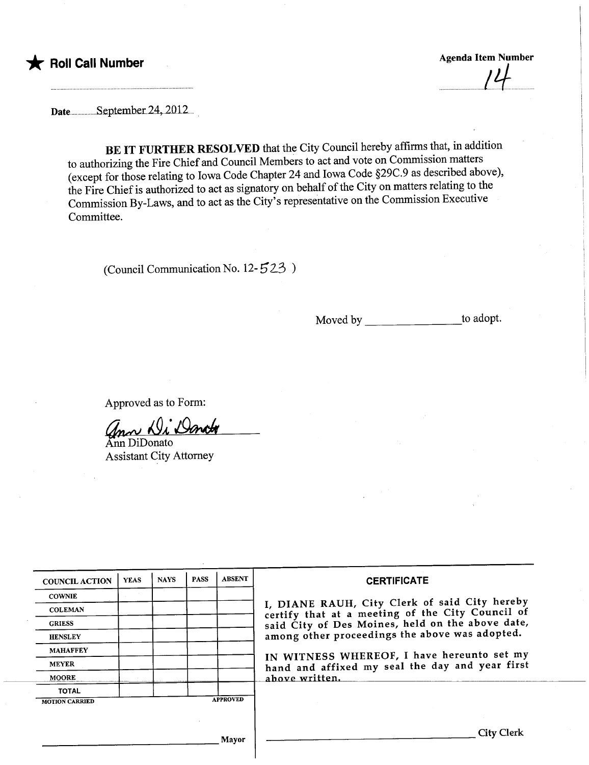★ **Roll Call Number**

**Agenda Item Number**

14

Date September 24, 2012

**BE IT FURTHER RESOLVED** that the City Council hereby affirms that, in addition to authorizing the Fire Chief and Council Members to act and vote on Commission matters (except for those relating to Iowa Code Chapter 24 and Iowa Code §29C.9 as described above), the Fire Chief is authorized to act as signatory on behalf of the City on matters relating to the Commission By-Laws, and to act as the City's representative on the Commission Executive Committee.

(Council Communication No. 12-523 )

Moved by \_\_\_\_\_\_\_\_\_\_\_\_\_\_\_\_ to adopt.

Approved as to Form:

Ann DiDonato
Ann DiDonato
Assistant City Attorney

| COUNCIL ACTION | YEAS | NAYS | PASS | ABSENT |
|---|---|---|---|---|
| COWNIE | | | | |
| COLEMAN | | | | |
| GRIESS | | | | |
| HENSLEY | | | | |
| MAHAFFEY | | | | |
| MEYER | | | | |
| MOORE | | | | |
| TOTAL | | | | |
| MOTION CARRIED | | | | APPROVED |

\_\_\_\_\_\_\_\_\_\_\_\_\_\_\_\_\_\_\_\_\_\_\_\_ Mayor

**CERTIFICATE**

I, DIANE RAUH, City Clerk of said City hereby certify that at a meeting of the City Council of said City of Des Moines, held on the above date, among other proceedings the above was adopted.

IN WITNESS WHEREOF, I have hereunto set my hand and affixed my seal the day and year first above written.

\_\_\_\_\_\_\_\_\_\_\_\_\_\_\_\_\_\_\_\_\_\_\_\_ City Clerk